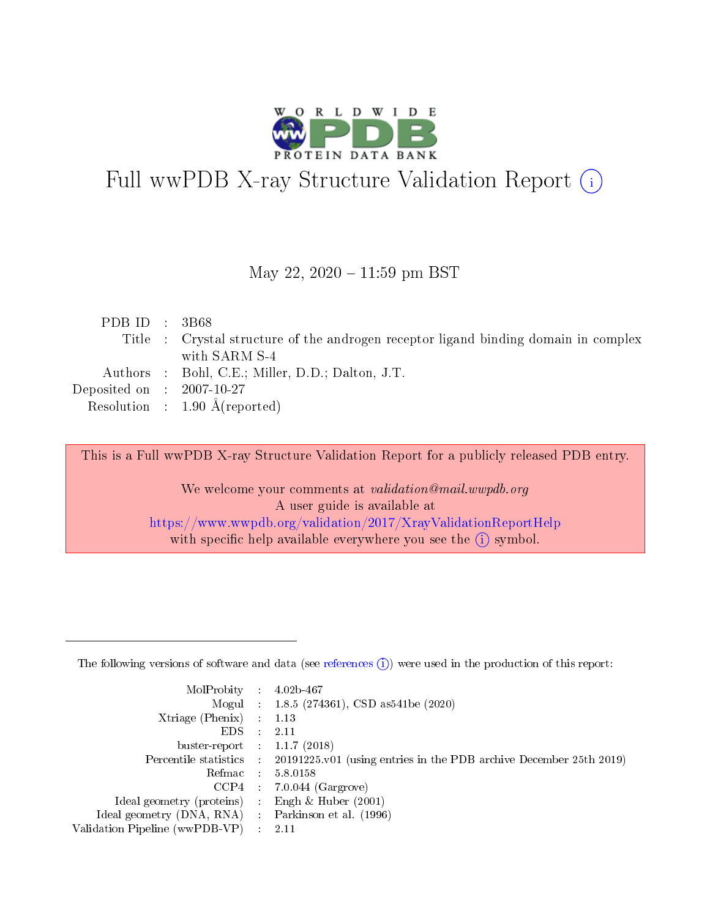# Full wwPDB X-ray Structure Validation Report (i)

May 22, 2020 – 11:59 pm BST

| | | |
|---|---|---|
| PDB ID | : | 3B68 |
| Title | : | Crystal structure of the androgen receptor ligand binding domain in complex with SARM S-4 |
| Authors | : | Bohl, C.E.; Miller, D.D.; Dalton, J.T. |
| Deposited on | : | 2007-10-27 |
| Resolution | : | 1.90 Å(reported) |

This is a Full wwPDB X-ray Structure Validation Report for a publicly released PDB entry.

We welcome your comments at *validation@mail.wwpdb.org*
A user guide is available at
https://www.wwpdb.org/validation/2017/XrayValidationReportHelp
with specific help available everywhere you see the (i) symbol.

---

The following versions of software and data (see references (i)) were used in the production of this report:

| | | |
|---|---|---|
| MolProbity | : | 4.02b-467 |
| Mogul | : | 1.8.5 (274361), CSD as541be (2020) |
| Xtriage (Phenix) | : | 1.13 |
| EDS | : | 2.11 |
| buster-report | : | 1.1.7 (2018) |
| Percentile statistics | : | 20191225.v01 (using entries in the PDB archive December 25th 2019) |
| Refmac | : | 5.8.0158 |
| CCP4 | : | 7.0.044 (Gargrove) |
| Ideal geometry (proteins) | : | Engh & Huber (2001) |
| Ideal geometry (DNA, RNA) | : | Parkinson et al. (1996) |
| Validation Pipeline (wwPDB-VP) | : | 2.11 |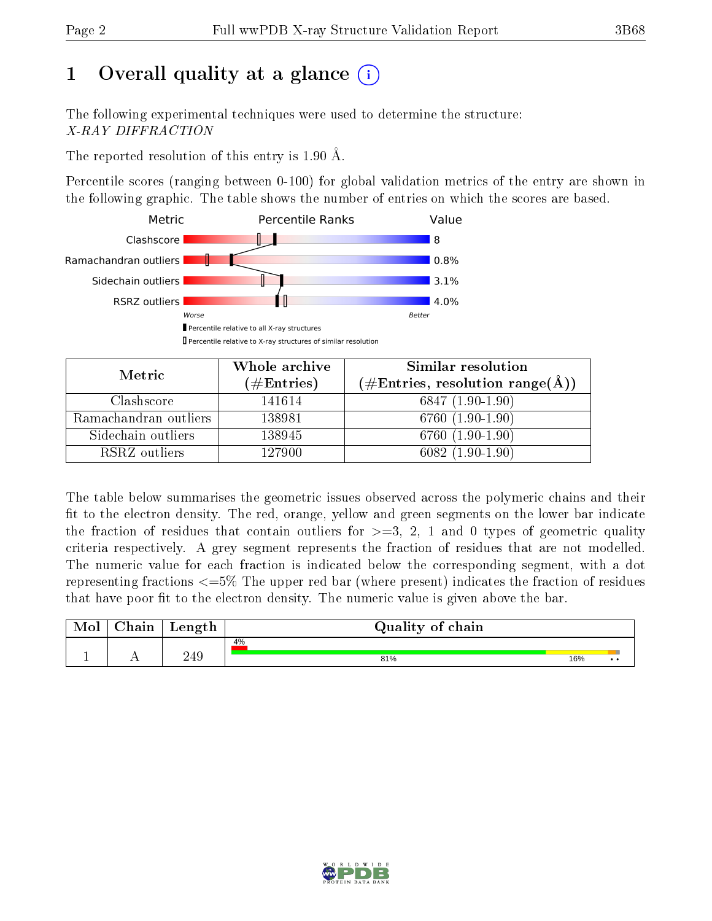# 1 Overall quality at a glance

The following experimental techniques were used to determine the structure:
*X-RAY DIFFRACTION*

The reported resolution of this entry is 1.90 Å.

Percentile scores (ranging between 0-100) for global validation metrics of the entry are shown in the following graphic. The table shows the number of entries on which the scores are based.

| Metric | Value |
|---|---|
| Clashscore | 8 |
| Ramachandran outliers | 0.8% |
| Sidechain outliers | 3.1% |
| RSRZ outliers | 4.0% |

| Metric | Whole archive (#Entries) | Similar resolution (#Entries, resolution range(Å)) |
|---|---|---|
| Clashscore | 141614 | 6847 (1.90-1.90) |
| Ramachandran outliers | 138981 | 6760 (1.90-1.90) |
| Sidechain outliers | 138945 | 6760 (1.90-1.90) |
| RSRZ outliers | 127900 | 6082 (1.90-1.90) |

The table below summarises the geometric issues observed across the polymeric chains and their fit to the electron density. The red, orange, yellow and green segments on the lower bar indicate the fraction of residues that contain outliers for >=3, 2, 1 and 0 types of geometric quality criteria respectively. A grey segment represents the fraction of residues that are not modelled. The numeric value for each fraction is indicated below the corresponding segment, with a dot representing fractions <=5% The upper red bar (where present) indicates the fraction of residues that have poor fit to the electron density. The numeric value is given above the bar.

| Mol | Chain | Length | Quality of chain |
|---|---|---|---|
| 1 | A | 249 | 4% / 81% / 16% / • • |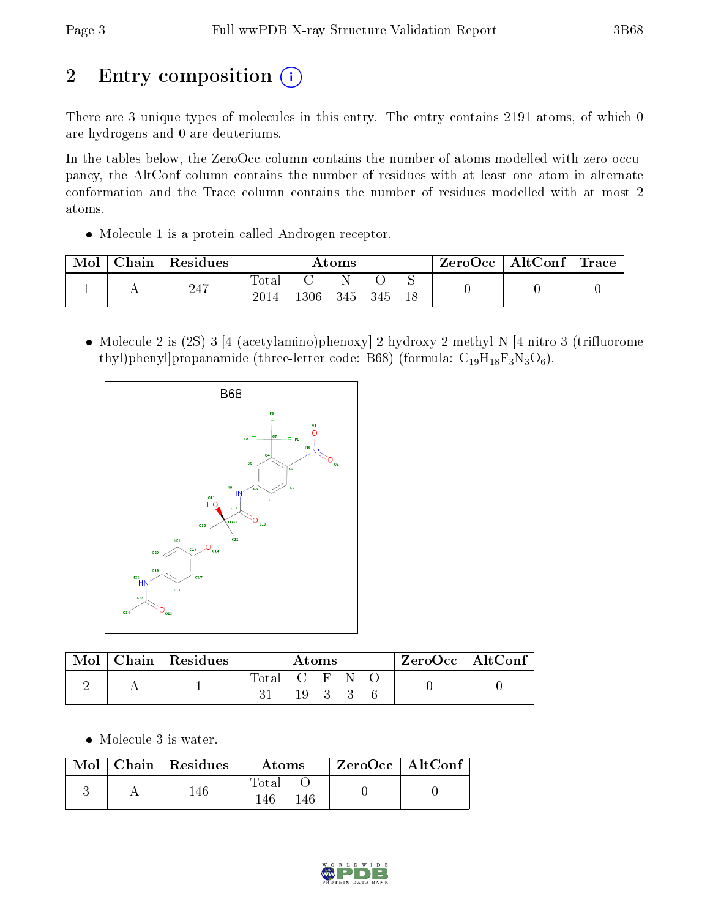# 2 Entry composition

There are 3 unique types of molecules in this entry. The entry contains 2191 atoms, of which 0 are hydrogens and 0 are deuteriums.

In the tables below, the ZeroOcc column contains the number of atoms modelled with zero occupancy, the AltConf column contains the number of residues with at least one atom in alternate conformation and the Trace column contains the number of residues modelled with at most 2 atoms.

- Molecule 1 is a protein called Androgen receptor.

| Mol | Chain | Residues | Atoms | | | | | ZeroOcc | AltConf | Trace |
|---|---|---|---|---|---|---|---|---|---|---|
| | | | Total | C | N | O | S | | | |
| 1 | A | 247 | 2014 | 1306 | 345 | 345 | 18 | 0 | 0 | 0 |

- Molecule 2 is (2S)-3-[4-(acetylamino)phenoxy]-2-hydroxy-2-methyl-N-[4-nitro-3-(trifluoromethyl)phenyl]propanamide (three-letter code: B68) (formula: $C_{19}H_{18}F_3N_3O_6$).

| Mol | Chain | Residues | Atoms | | | | | ZeroOcc | AltConf |
|---|---|---|---|---|---|---|---|---|---|
| | | | Total | C | F | N | O | | |
| 2 | A | 1 | 31 | 19 | 3 | 3 | 6 | 0 | 0 |

- Molecule 3 is water.

| Mol | Chain | Residues | Atoms | | ZeroOcc | AltConf |
|---|---|---|---|---|---|---|
| | | | Total | O | | |
| 3 | A | 146 | 146 | 146 | 0 | 0 |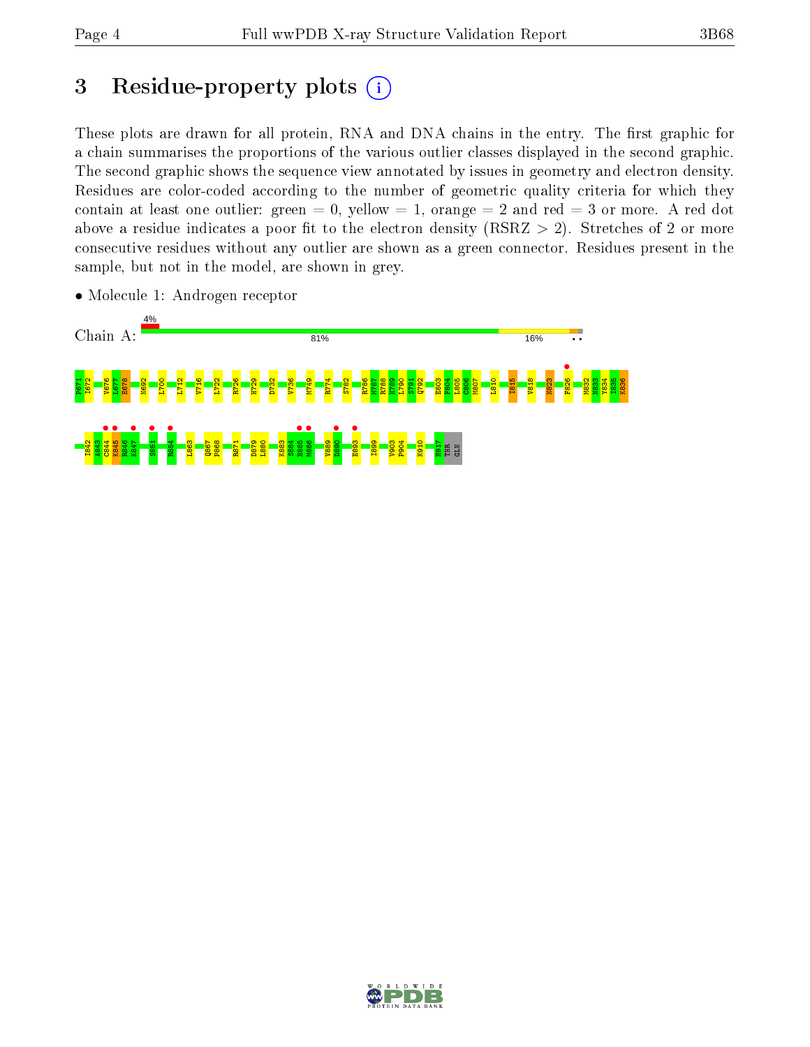# 3 Residue-property plots

These plots are drawn for all protein, RNA and DNA chains in the entry. The first graphic for a chain summarises the proportions of the various outlier classes displayed in the second graphic. The second graphic shows the sequence view annotated by issues in geometry and electron density. Residues are color-coded according to the number of geometric quality criteria for which they contain at least one outlier: green = 0, yellow = 1, orange = 2 and red = 3 or more. A red dot above a residue indicates a poor fit to the electron density (RSRZ > 2). Stretches of 2 or more consecutive residues without any outlier are shown as a green connector. Residues present in the sample, but not in the model, are shown in grey.

- Molecule 1: Androgen receptor

Chain A: 4% | 81% | 16% | • •

P671 I672 V676 L677 E678 N692 L700 L712 V716 L722 R726 H729 D732 V736 M749 R774 S782 R786 M787 R788 H789 L790 S791 Q792 E803 F804 L805 C806 M807 L810 I815 V818 N823 F826 M832 N833 Y834 I835 K836

I842 A843 C844 K845 R846 K847 S851 R854 L863 Q867 P868 R871 D879 L880 K883 S884 H885 M886 V889 D890 E893 I899 V903 F904 K910 H917 THR GLN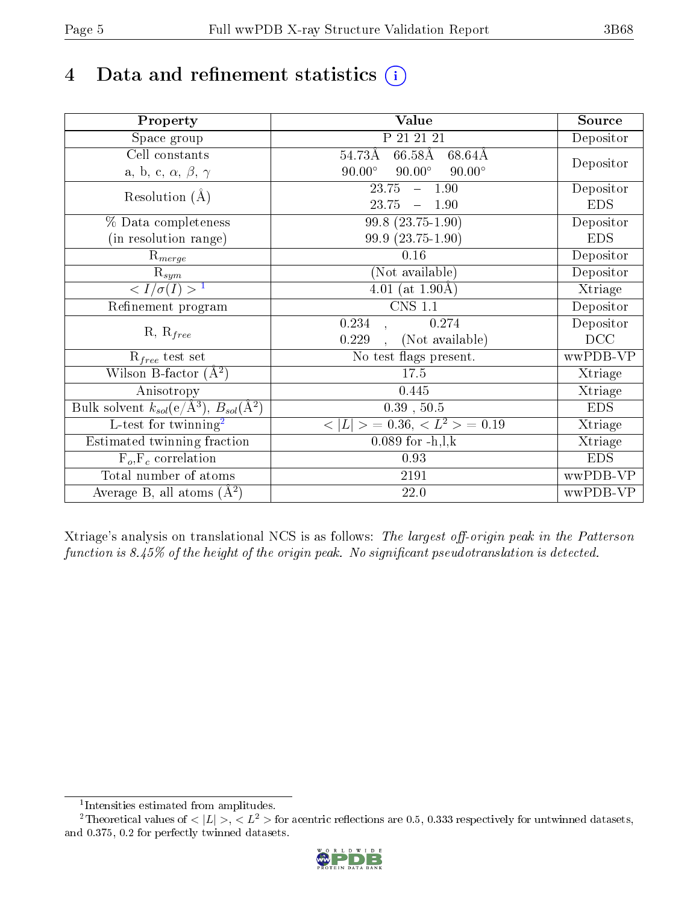# 4 Data and refinement statistics ⓘ

| Property | Value | Source |
|---|---|---|
| Space group | P 21 21 21 | Depositor |
| Cell constants<br>a, b, c, $\alpha$, $\beta$, $\gamma$ | 54.73Å 66.58Å 68.64Å<br>90.00° 90.00° 90.00° | Depositor |
| Resolution (Å) | 23.75 – 1.90<br>23.75 – 1.90 | Depositor<br>EDS |
| % Data completeness<br>(in resolution range) | 99.8 (23.75-1.90)<br>99.9 (23.75-1.90) | Depositor<br>EDS |
| $R_{merge}$ | 0.16 | Depositor |
| $R_{sym}$ | (Not available) | Depositor |
| $< I/\sigma(I) >$ [1] | 4.01 (at 1.90Å) | Xtriage |
| Refinement program | CNS 1.1 | Depositor |
| R, $R_{free}$ | 0.234 , 0.274<br>0.229 , (Not available) | Depositor<br>DCC |
| $R_{free}$ test set | No test flags present. | wwPDB-VP |
| Wilson B-factor (Å$^2$) | 17.5 | Xtriage |
| Anisotropy | 0.445 | Xtriage |
| Bulk solvent $k_{sol}$(e/Å$^3$), $B_{sol}$(Å$^2$) | 0.39 , 50.5 | EDS |
| L-test for twinning[2] | $< \|L\| >$ = 0.36, $< L^2 >$ = 0.19 | Xtriage |
| Estimated twinning fraction | 0.089 for -h,l,k | Xtriage |
| $F_o$,$F_c$ correlation | 0.93 | EDS |
| Total number of atoms | 2191 | wwPDB-VP |
| Average B, all atoms (Å$^2$) | 22.0 | wwPDB-VP |

Xtriage's analysis on translational NCS is as follows: *The largest off-origin peak in the Patterson function is 8.45% of the height of the origin peak. No significant pseudotranslation is detected.*

[1] Intensities estimated from amplitudes.

[2] Theoretical values of $< |L| >$, $< L^2 >$ for acentric reflections are 0.5, 0.333 respectively for untwinned datasets, and 0.375, 0.2 for perfectly twinned datasets.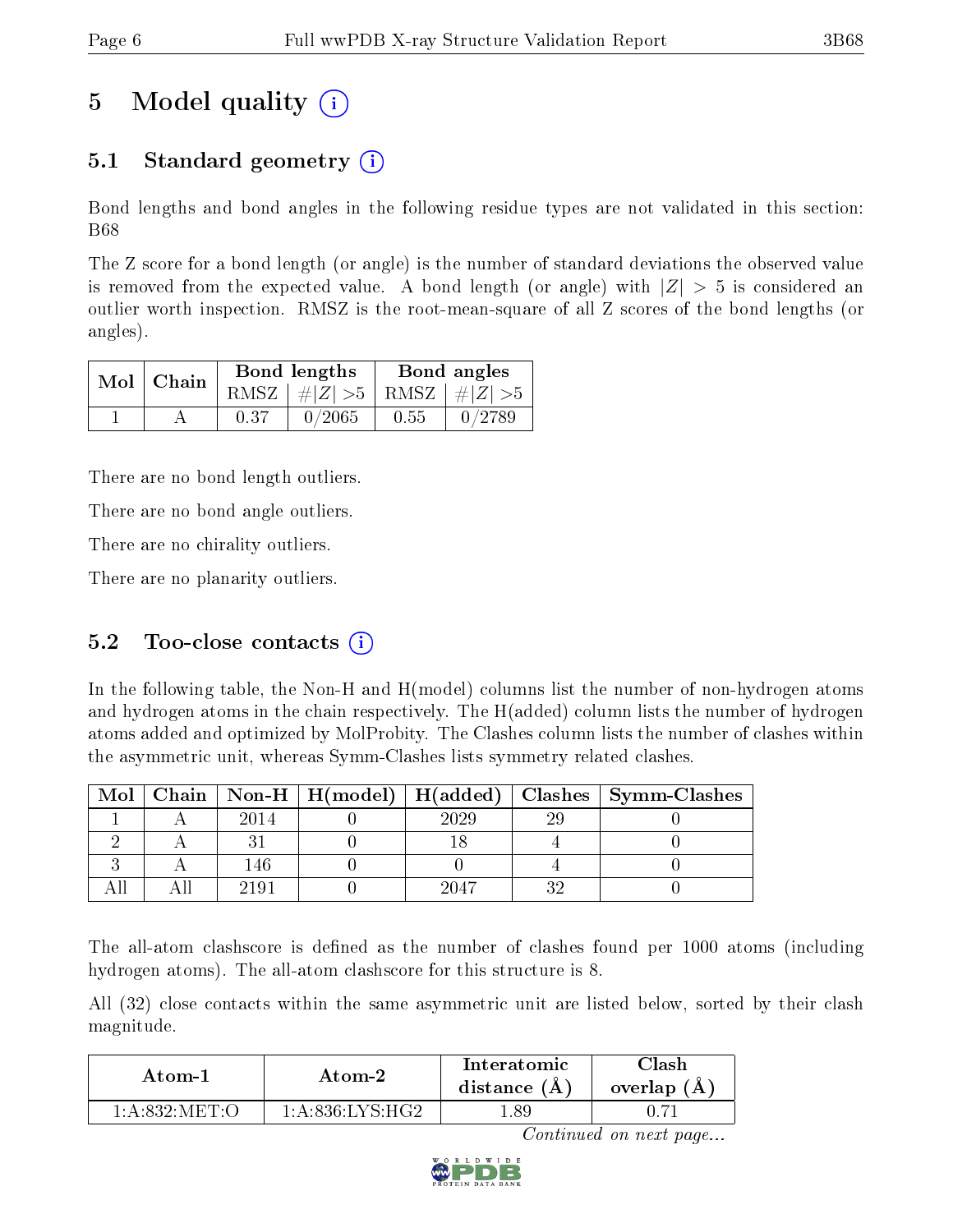# 5 Model quality (i)

## 5.1 Standard geometry (i)

Bond lengths and bond angles in the following residue types are not validated in this section: B68

The Z score for a bond length (or angle) is the number of standard deviations the observed value is removed from the expected value. A bond length (or angle) with $|Z| > 5$ is considered an outlier worth inspection. RMSZ is the root-mean-square of all Z scores of the bond lengths (or angles).

| Mol | Chain | Bond lengths | | Bond angles | |
|---|---|---|---|---|---|
| | | RMSZ | $\#|Z| > 5$ | RMSZ | $\#|Z| > 5$ |
| 1 | A | 0.37 | 0/2065 | 0.55 | 0/2789 |

There are no bond length outliers.

There are no bond angle outliers.

There are no chirality outliers.

There are no planarity outliers.

## 5.2 Too-close contacts (i)

In the following table, the Non-H and H(model) columns list the number of non-hydrogen atoms and hydrogen atoms in the chain respectively. The H(added) column lists the number of hydrogen atoms added and optimized by MolProbity. The Clashes column lists the number of clashes within the asymmetric unit, whereas Symm-Clashes lists symmetry related clashes.

| Mol | Chain | Non-H | H(model) | H(added) | Clashes | Symm-Clashes |
|---|---|---|---|---|---|---|
| 1 | A | 2014 | 0 | 2029 | 29 | 0 |
| 2 | A | 31 | 0 | 18 | 4 | 0 |
| 3 | A | 146 | 0 | 0 | 4 | 0 |
| All | All | 2191 | 0 | 2047 | 32 | 0 |

The all-atom clashscore is defined as the number of clashes found per 1000 atoms (including hydrogen atoms). The all-atom clashscore for this structure is 8.

All (32) close contacts within the same asymmetric unit are listed below, sorted by their clash magnitude.

| Atom-1 | Atom-2 | Interatomic distance (Å) | Clash overlap (Å) |
|---|---|---|---|
| 1:A:832:MET:O | 1:A:836:LYS:HG2 | 1.89 | 0.71 |

*Continued on next page...*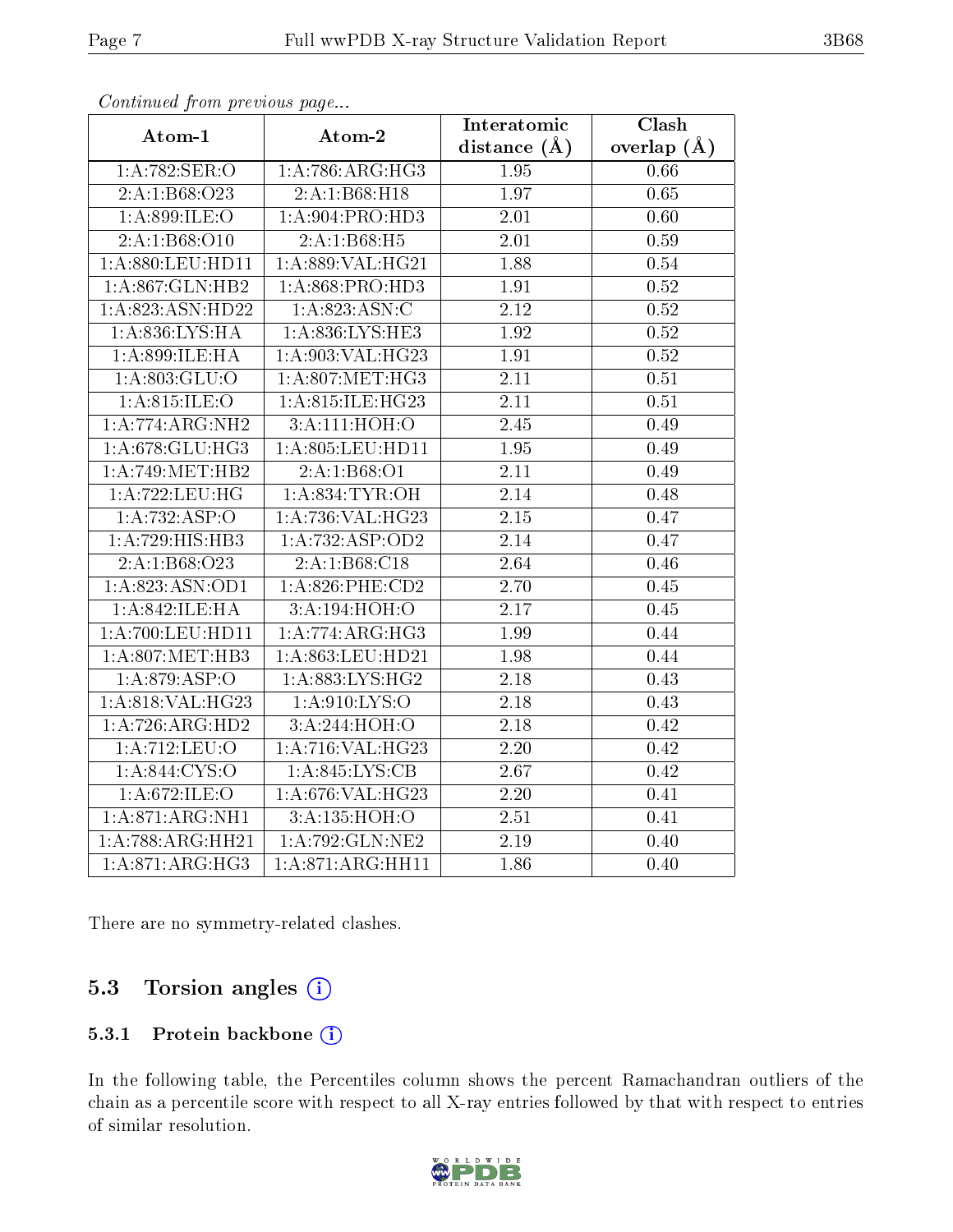*Continued from previous page...*

| Atom-1 | Atom-2 | Interatomic distance (Å) | Clash overlap (Å) |
| --- | --- | --- | --- |
| 1:A:782:SER:O | 1:A:786:ARG:HG3 | 1.95 | 0.66 |
| 2:A:1:B68:O23 | 2:A:1:B68:H18 | 1.97 | 0.65 |
| 1:A:899:ILE:O | 1:A:904:PRO:HD3 | 2.01 | 0.60 |
| 2:A:1:B68:O10 | 2:A:1:B68:H5 | 2.01 | 0.59 |
| 1:A:880:LEU:HD11 | 1:A:889:VAL:HG21 | 1.88 | 0.54 |
| 1:A:867:GLN:HB2 | 1:A:868:PRO:HD3 | 1.91 | 0.52 |
| 1:A:823:ASN:HD22 | 1:A:823:ASN:C | 2.12 | 0.52 |
| 1:A:836:LYS:HA | 1:A:836:LYS:HE3 | 1.92 | 0.52 |
| 1:A:899:ILE:HA | 1:A:903:VAL:HG23 | 1.91 | 0.52 |
| 1:A:803:GLU:O | 1:A:807:MET:HG3 | 2.11 | 0.51 |
| 1:A:815:ILE:O | 1:A:815:ILE:HG23 | 2.11 | 0.51 |
| 1:A:774:ARG:NH2 | 3:A:111:HOH:O | 2.45 | 0.49 |
| 1:A:678:GLU:HG3 | 1:A:805:LEU:HD11 | 1.95 | 0.49 |
| 1:A:749:MET:HB2 | 2:A:1:B68:O1 | 2.11 | 0.49 |
| 1:A:722:LEU:HG | 1:A:834:TYR:OH | 2.14 | 0.48 |
| 1:A:732:ASP:O | 1:A:736:VAL:HG23 | 2.15 | 0.47 |
| 1:A:729:HIS:HB3 | 1:A:732:ASP:OD2 | 2.14 | 0.47 |
| 2:A:1:B68:O23 | 2:A:1:B68:C18 | 2.64 | 0.46 |
| 1:A:823:ASN:OD1 | 1:A:826:PHE:CD2 | 2.70 | 0.45 |
| 1:A:842:ILE:HA | 3:A:194:HOH:O | 2.17 | 0.45 |
| 1:A:700:LEU:HD11 | 1:A:774:ARG:HG3 | 1.99 | 0.44 |
| 1:A:807:MET:HB3 | 1:A:863:LEU:HD21 | 1.98 | 0.44 |
| 1:A:879:ASP:O | 1:A:883:LYS:HG2 | 2.18 | 0.43 |
| 1:A:818:VAL:HG23 | 1:A:910:LYS:O | 2.18 | 0.43 |
| 1:A:726:ARG:HD2 | 3:A:244:HOH:O | 2.18 | 0.42 |
| 1:A:712:LEU:O | 1:A:716:VAL:HG23 | 2.20 | 0.42 |
| 1:A:844:CYS:O | 1:A:845:LYS:CB | 2.67 | 0.42 |
| 1:A:672:ILE:O | 1:A:676:VAL:HG23 | 2.20 | 0.41 |
| 1:A:871:ARG:NH1 | 3:A:135:HOH:O | 2.51 | 0.41 |
| 1:A:788:ARG:HH21 | 1:A:792:GLN:NE2 | 2.19 | 0.40 |
| 1:A:871:ARG:HG3 | 1:A:871:ARG:HH11 | 1.86 | 0.40 |

There are no symmetry-related clashes.

## 5.3 Torsion angles

### 5.3.1 Protein backbone

In the following table, the Percentiles column shows the percent Ramachandran outliers of the chain as a percentile score with respect to all X-ray entries followed by that with respect to entries of similar resolution.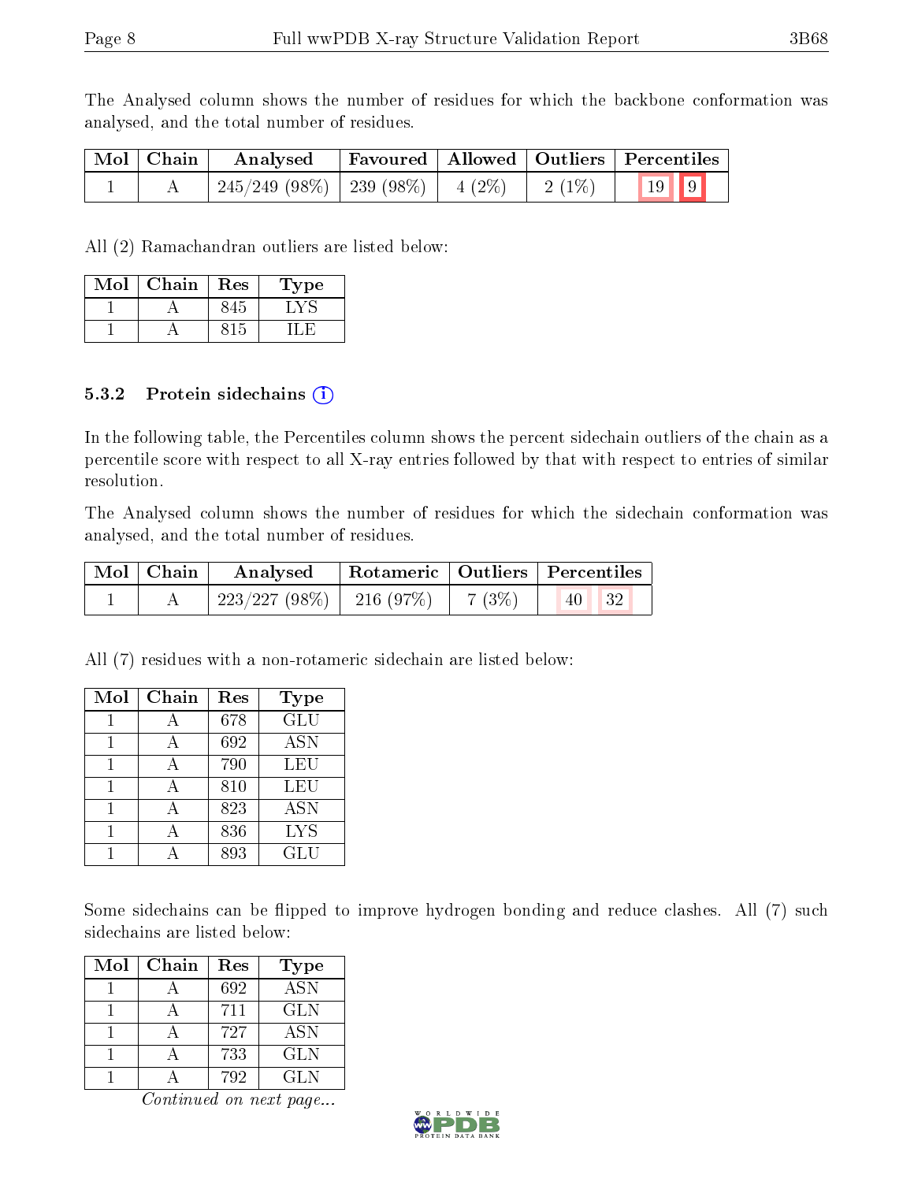The Analysed column shows the number of residues for which the backbone conformation was analysed, and the total number of residues.

| Mol | Chain | Analysed | Favoured | Allowed | Outliers | Percentiles | |
|---|---|---|---|---|---|---|---|
| 1 | A | 245/249 (98%) | 239 (98%) | 4 (2%) | 2 (1%) | 19 | 9 |

All (2) Ramachandran outliers are listed below:

| Mol | Chain | Res | Type |
|---|---|---|---|
| 1 | A | 845 | LYS |
| 1 | A | 815 | ILE |

### 5.3.2 Protein sidechains

In the following table, the Percentiles column shows the percent sidechain outliers of the chain as a percentile score with respect to all X-ray entries followed by that with respect to entries of similar resolution.

The Analysed column shows the number of residues for which the sidechain conformation was analysed, and the total number of residues.

| Mol | Chain | Analysed | Rotameric | Outliers | Percentiles | |
|---|---|---|---|---|---|---|
| 1 | A | 223/227 (98%) | 216 (97%) | 7 (3%) | 40 | 32 |

All (7) residues with a non-rotameric sidechain are listed below:

| Mol | Chain | Res | Type |
|---|---|---|---|
| 1 | A | 678 | GLU |
| 1 | A | 692 | ASN |
| 1 | A | 790 | LEU |
| 1 | A | 810 | LEU |
| 1 | A | 823 | ASN |
| 1 | A | 836 | LYS |
| 1 | A | 893 | GLU |

Some sidechains can be flipped to improve hydrogen bonding and reduce clashes. All (7) such sidechains are listed below:

| Mol | Chain | Res | Type |
|---|---|---|---|
| 1 | A | 692 | ASN |
| 1 | A | 711 | GLN |
| 1 | A | 727 | ASN |
| 1 | A | 733 | GLN |
| 1 | A | 792 | GLN |

*Continued on next page...*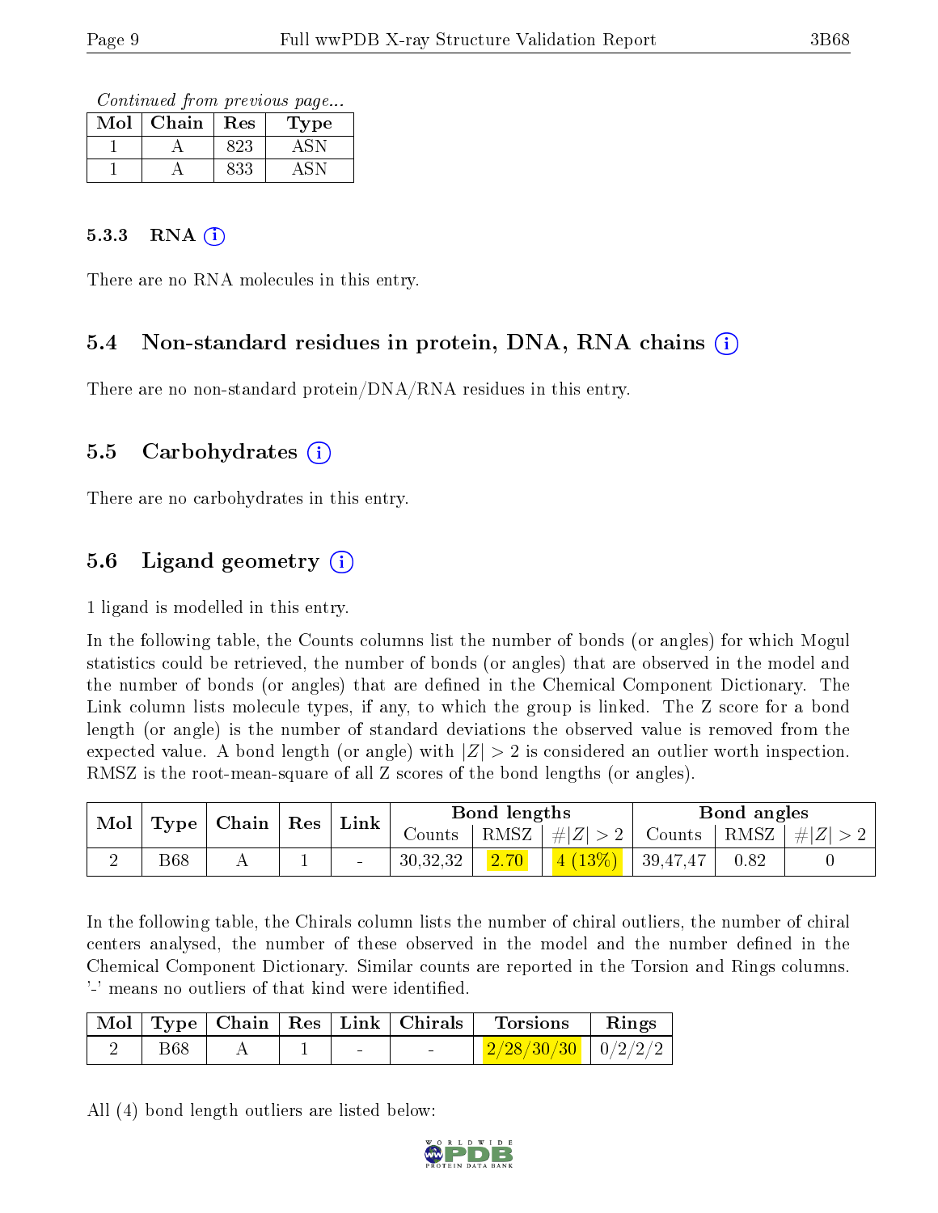*Continued from previous page...*

| Mol | Chain | Res | Type |
|---|---|---|---|
| 1 | A | 823 | ASN |
| 1 | A | 833 | ASN |

#### 5.3.3 RNA

There are no RNA molecules in this entry.

### 5.4 Non-standard residues in protein, DNA, RNA chains

There are no non-standard protein/DNA/RNA residues in this entry.

### 5.5 Carbohydrates

There are no carbohydrates in this entry.

### 5.6 Ligand geometry

1 ligand is modelled in this entry.

In the following table, the Counts columns list the number of bonds (or angles) for which Mogul statistics could be retrieved, the number of bonds (or angles) that are observed in the model and the number of bonds (or angles) that are defined in the Chemical Component Dictionary. The Link column lists molecule types, if any, to which the group is linked. The Z score for a bond length (or angle) is the number of standard deviations the observed value is removed from the expected value. A bond length (or angle) with $|Z| > 2$ is considered an outlier worth inspection. RMSZ is the root-mean-square of all Z scores of the bond lengths (or angles).

| Mol | Type | Chain | Res | Link | Bond lengths | | | Bond angles | | |
|---|---|---|---|---|---|---|---|---|---|---|
| | | | | | Counts | RMSZ | $\#\|Z\| > 2$ | Counts | RMSZ | $\#\|Z\| > 2$ |
| 2 | B68 | A | 1 | - | 30,32,32 | 2.70 | 4 (13%) | 39,47,47 | 0.82 | 0 |

In the following table, the Chirals column lists the number of chiral outliers, the number of chiral centers analysed, the number of these observed in the model and the number defined in the Chemical Component Dictionary. Similar counts are reported in the Torsion and Rings columns. '-' means no outliers of that kind were identified.

| Mol | Type | Chain | Res | Link | Chirals | Torsions | Rings |
|---|---|---|---|---|---|---|---|
| 2 | B68 | A | 1 | - | - | 2/28/30/30 | 0/2/2/2 |

All (4) bond length outliers are listed below: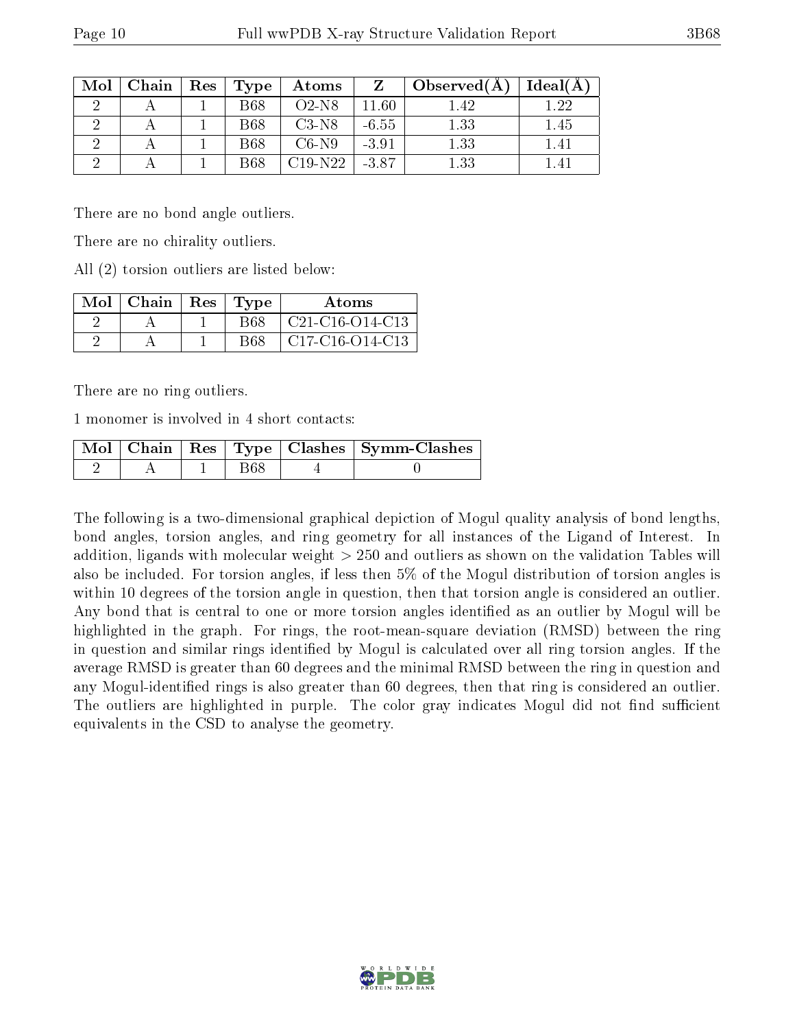| Mol | Chain | Res | Type | Atoms | Z | Observed(Å) | Ideal(Å) |
|---|---|---|---|---|---|---|---|
| 2 | A | 1 | B68 | O2-N8 | 11.60 | 1.42 | 1.22 |
| 2 | A | 1 | B68 | C3-N8 | -6.55 | 1.33 | 1.45 |
| 2 | A | 1 | B68 | C6-N9 | -3.91 | 1.33 | 1.41 |
| 2 | A | 1 | B68 | C19-N22 | -3.87 | 1.33 | 1.41 |

There are no bond angle outliers.

There are no chirality outliers.

All (2) torsion outliers are listed below:

| Mol | Chain | Res | Type | Atoms |
|---|---|---|---|---|
| 2 | A | 1 | B68 | C21-C16-O14-C13 |
| 2 | A | 1 | B68 | C17-C16-O14-C13 |

There are no ring outliers.

1 monomer is involved in 4 short contacts:

| Mol | Chain | Res | Type | Clashes | Symm-Clashes |
|---|---|---|---|---|---|
| 2 | A | 1 | B68 | 4 | 0 |

The following is a two-dimensional graphical depiction of Mogul quality analysis of bond lengths, bond angles, torsion angles, and ring geometry for all instances of the Ligand of Interest. In addition, ligands with molecular weight > 250 and outliers as shown on the validation Tables will also be included. For torsion angles, if less then 5% of the Mogul distribution of torsion angles is within 10 degrees of the torsion angle in question, then that torsion angle is considered an outlier. Any bond that is central to one or more torsion angles identified as an outlier by Mogul will be highlighted in the graph. For rings, the root-mean-square deviation (RMSD) between the ring in question and similar rings identified by Mogul is calculated over all ring torsion angles. If the average RMSD is greater than 60 degrees and the minimal RMSD between the ring in question and any Mogul-identified rings is also greater than 60 degrees, then that ring is considered an outlier. The outliers are highlighted in purple. The color gray indicates Mogul did not find sufficient equivalents in the CSD to analyse the geometry.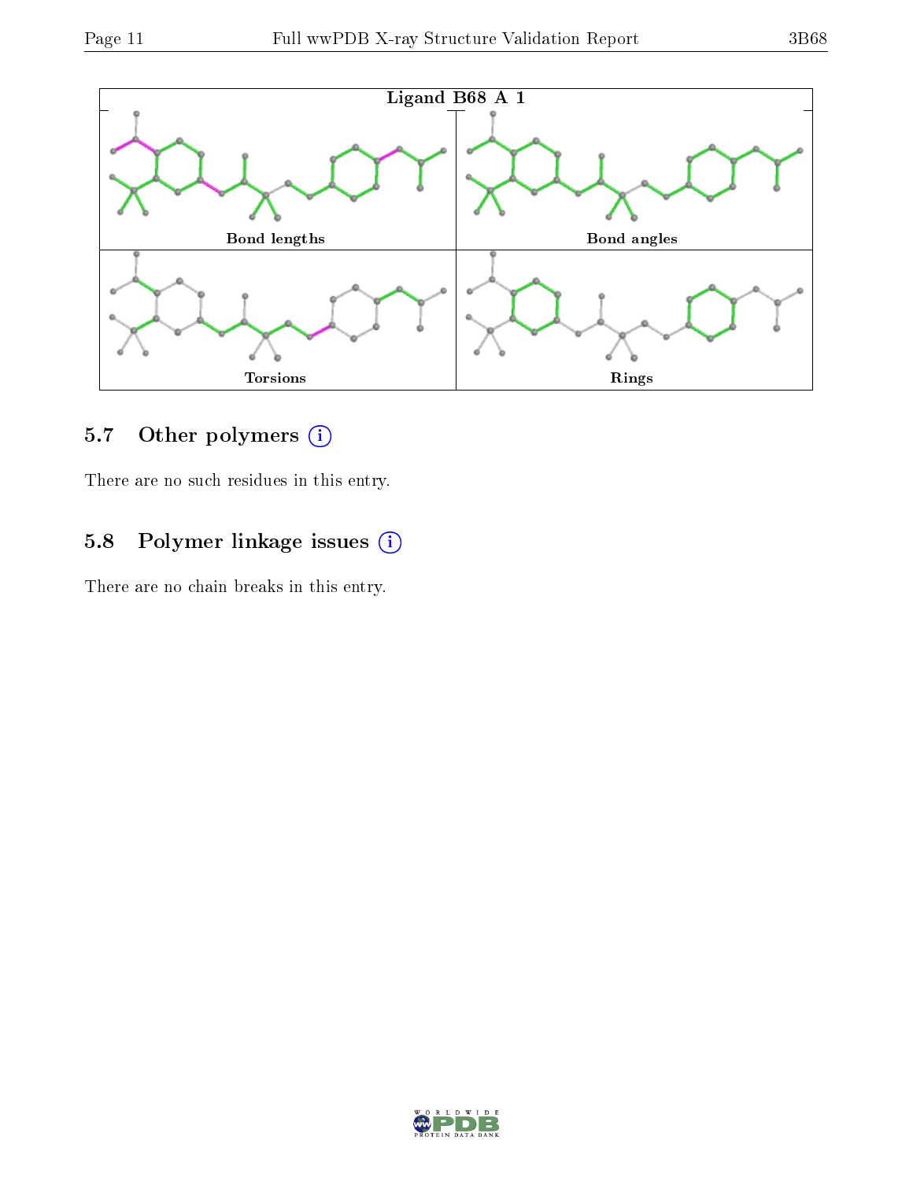| Ligand B68 A 1 | |
|---|---|
| Bond lengths | Bond angles |
| Torsions | Rings |

## 5.7 Other polymers (i)

There are no such residues in this entry.

## 5.8 Polymer linkage issues (i)

There are no chain breaks in this entry.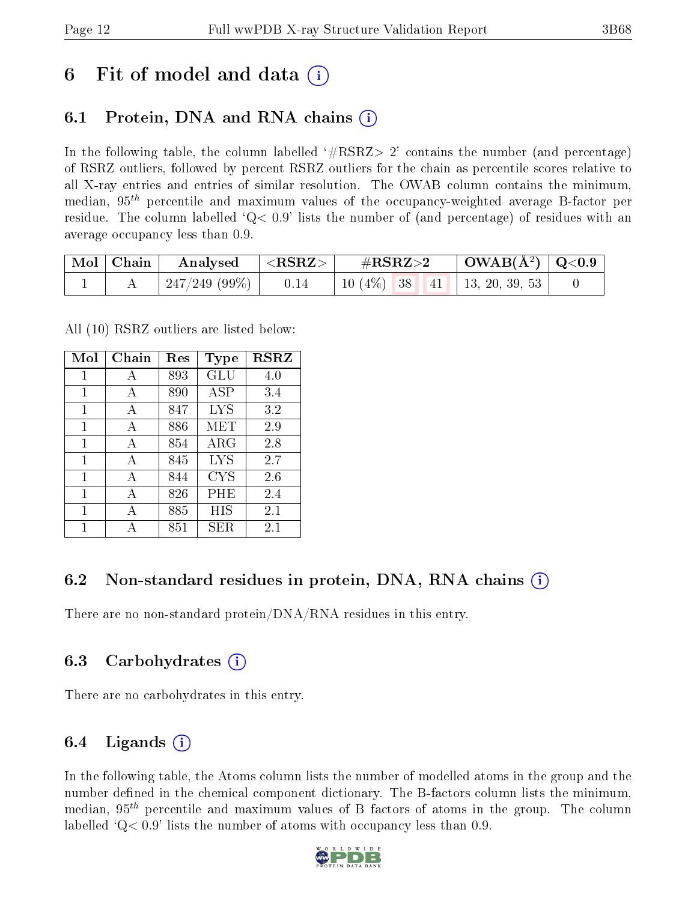# 6 Fit of model and data (i)

## 6.1 Protein, DNA and RNA chains (i)

In the following table, the column labelled '#RSRZ> 2' contains the number (and percentage) of RSRZ outliers, followed by percent RSRZ outliers for the chain as percentile scores relative to all X-ray entries and entries of similar resolution. The OWAB column contains the minimum, median, $95^{th}$ percentile and maximum values of the occupancy-weighted average B-factor per residue. The column labelled 'Q< 0.9' lists the number of (and percentage) of residues with an average occupancy less than 0.9.

| Mol | Chain | Analysed | <RSRZ> | #RSRZ>2 | | | OWAB(Å$^2$) | Q<0.9 |
|---|---|---|---|---|---|---|---|---|
| 1 | A | 247/249 (99%) | 0.14 | 10 (4%) | 38 | 41 | 13, 20, 39, 53 | 0 |

All (10) RSRZ outliers are listed below:

| Mol | Chain | Res | Type | RSRZ |
|---|---|---|---|---|
| 1 | A | 893 | GLU | 4.0 |
| 1 | A | 890 | ASP | 3.4 |
| 1 | A | 847 | LYS | 3.2 |
| 1 | A | 886 | MET | 2.9 |
| 1 | A | 854 | ARG | 2.8 |
| 1 | A | 845 | LYS | 2.7 |
| 1 | A | 844 | CYS | 2.6 |
| 1 | A | 826 | PHE | 2.4 |
| 1 | A | 885 | HIS | 2.1 |
| 1 | A | 851 | SER | 2.1 |

## 6.2 Non-standard residues in protein, DNA, RNA chains (i)

There are no non-standard protein/DNA/RNA residues in this entry.

## 6.3 Carbohydrates (i)

There are no carbohydrates in this entry.

## 6.4 Ligands (i)

In the following table, the Atoms column lists the number of modelled atoms in the group and the number defined in the chemical component dictionary. The B-factors column lists the minimum, median, $95^{th}$ percentile and maximum values of B factors of atoms in the group. The column labelled 'Q< 0.9' lists the number of atoms with occupancy less than 0.9.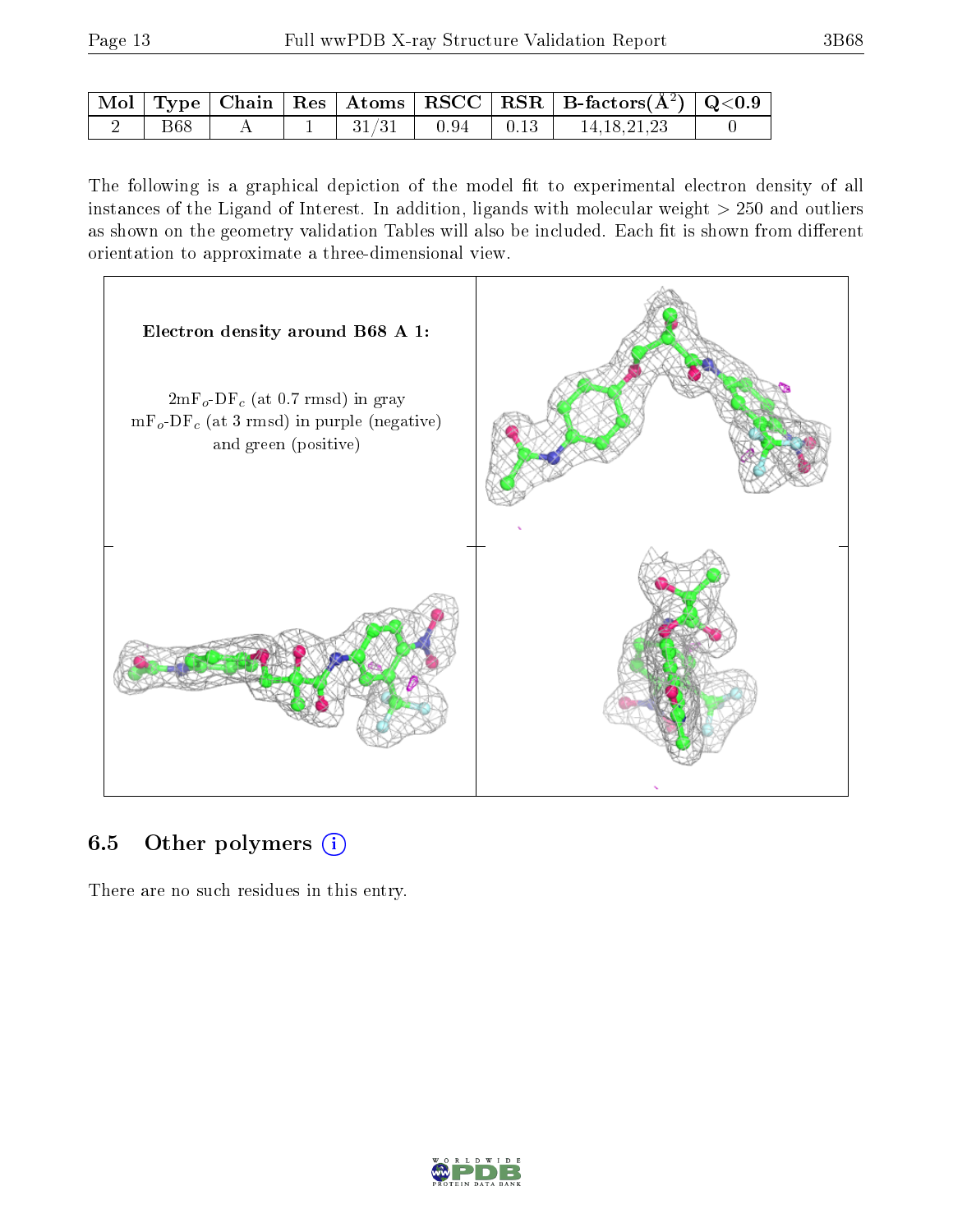| Mol | Type | Chain | Res | Atoms | RSCC | RSR | B-factors($Å^2$) | Q<0.9 |
|---|---|---|---|---|---|---|---|---|
| 2 | B68 | A | 1 | 31/31 | 0.94 | 0.13 | 14,18,21,23 | 0 |

The following is a graphical depiction of the model fit to experimental electron density of all instances of the Ligand of Interest. In addition, ligands with molecular weight > 250 and outliers as shown on the geometry validation Tables will also be included. Each fit is shown from different orientation to approximate a three-dimensional view.

**Electron density around B68 A 1:**

$2mF_o$-$DF_c$ (at 0.7 rmsd) in gray
$mF_o$-$DF_c$ (at 3 rmsd) in purple (negative) and green (positive)

## 6.5 Other polymers

There are no such residues in this entry.